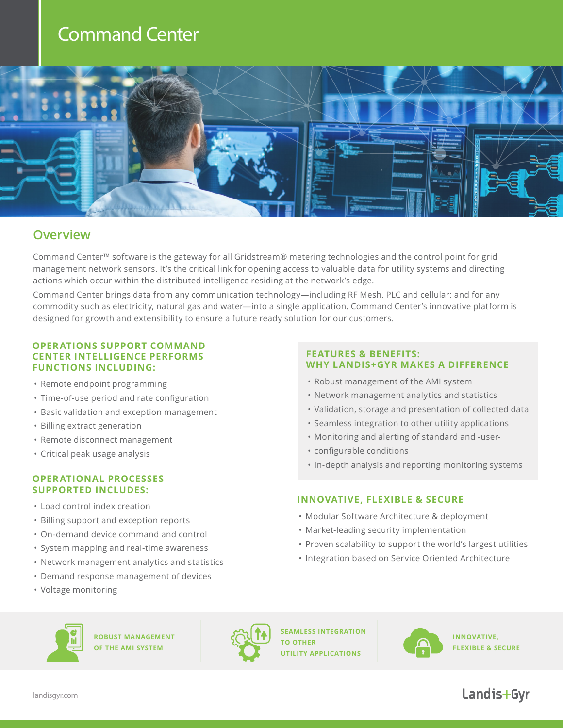# Command Center

## Overview

Command Center™ software is the gateway for all Gridstream® metering technologies and the control point for grid management network sensors. It's the critical link for opening access to valuable data for utility systems and directing actions which occur within the distributed intelligence residing at the network's edge.

Command Center brings data from any communication technology—including RF Mesh, PLC and cellular; and for any commodity such as electricity, natural gas and water—into a single application. Command Center's innovative platform is designed for growth and extensibility to ensure a future ready solution for our customers.

### OPERATIONS SUPPORT COMMAND CENTER INTELLIGENCE PERFORMS FUNCTIONS INCLUDING:

- Remote endpoint programming
- Time-of-use period and rate configuration
- Basic validation and exception management
- Billing extract generation
- Remote disconnect management
- Critical peak usage analysis

### OPERATIONAL PROCESSES SUPPORTED INCLUDES:

- Load control index creation
- Billing support and exception reports
- On-demand device command and control
- System mapping and real-time awareness
- Network management analytics and statistics
- Demand response management of devices
- Voltage monitoring

### FEATURES & BENEFITS: WHY LANDIS+GYR MAKES A DIFFERENCE

- Robust management of the AMI system
- Network management analytics and statistics
- Validation, storage and presentation of collected data
- Seamless integration to other utility applications
- Monitoring and alerting of standard and -user-
- configurable conditions
- In-depth analysis and reporting monitoring systems

### INNOVATIVE, FLEXIBLE & SECURE

- Modular Software Architecture & deployment
- Market-leading security implementation
- Proven scalability to support the world's largest utilities
- Integration based on Service Oriented Architecture

ROBUST MANAGEMENT OF THE AMI SYSTEM

SEAMLESS INTEGRATION TO OTHER UTILITY APPLICATIONS

INNOVATIVE, FLEXIBLE & SECURE

landisgyr.com

Landis+Gyr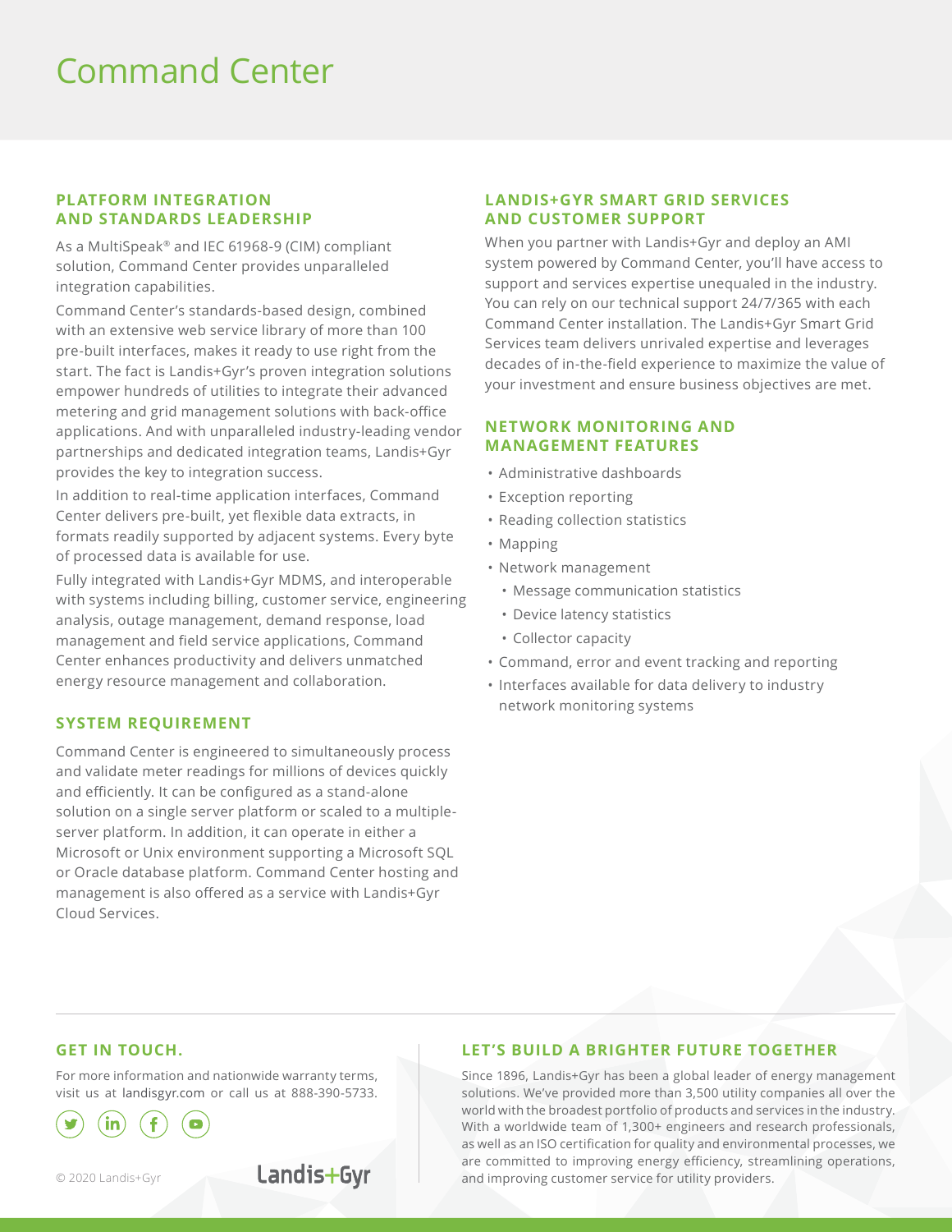# Command Center

## PLATFORM INTEGRATION AND STANDARDS LEADERSHIP

As a MultiSpeak® and IEC 61968-9 (CIM) compliant solution, Command Center provides unparalleled integration capabilities.

Command Center's standards-based design, combined with an extensive web service library of more than 100 pre-built interfaces, makes it ready to use right from the start. The fact is Landis+Gyr's proven integration solutions empower hundreds of utilities to integrate their advanced metering and grid management solutions with back-office applications. And with unparalleled industry-leading vendor partnerships and dedicated integration teams, Landis+Gyr provides the key to integration success.

In addition to real-time application interfaces, Command Center delivers pre-built, yet flexible data extracts, in formats readily supported by adjacent systems. Every byte of processed data is available for use.

Fully integrated with Landis+Gyr MDMS, and interoperable with systems including billing, customer service, engineering analysis, outage management, demand response, load management and field service applications, Command Center enhances productivity and delivers unmatched energy resource management and collaboration.

## SYSTEM REQUIREMENT

Command Center is engineered to simultaneously process and validate meter readings for millions of devices quickly and efficiently. It can be configured as a stand-alone solution on a single server platform or scaled to a multiple-server platform. In addition, it can operate in either a Microsoft or Unix environment supporting a Microsoft SQL or Oracle database platform. Command Center hosting and management is also offered as a service with Landis+Gyr Cloud Services.

## LANDIS+GYR SMART GRID SERVICES AND CUSTOMER SUPPORT

When you partner with Landis+Gyr and deploy an AMI system powered by Command Center, you'll have access to support and services expertise unequaled in the industry. You can rely on our technical support 24/7/365 with each Command Center installation. The Landis+Gyr Smart Grid Services team delivers unrivaled expertise and leverages decades of in-the-field experience to maximize the value of your investment and ensure business objectives are met.

## NETWORK MONITORING AND MANAGEMENT FEATURES

- Administrative dashboards
- Exception reporting
- Reading collection statistics
- Mapping
- Network management
  - Message communication statistics
  - Device latency statistics
  - Collector capacity
- Command, error and event tracking and reporting
- Interfaces available for data delivery to industry network monitoring systems

## GET IN TOUCH.

For more information and nationwide warranty terms, visit us at landisgyr.com or call us at 888-390-5733.

© 2020 Landis+Gyr

Landis+Gyr

## LET'S BUILD A BRIGHTER FUTURE TOGETHER

Since 1896, Landis+Gyr has been a global leader of energy management solutions. We've provided more than 3,500 utility companies all over the world with the broadest portfolio of products and services in the industry. With a worldwide team of 1,300+ engineers and research professionals, as well as an ISO certification for quality and environmental processes, we are committed to improving energy efficiency, streamlining operations, and improving customer service for utility providers.